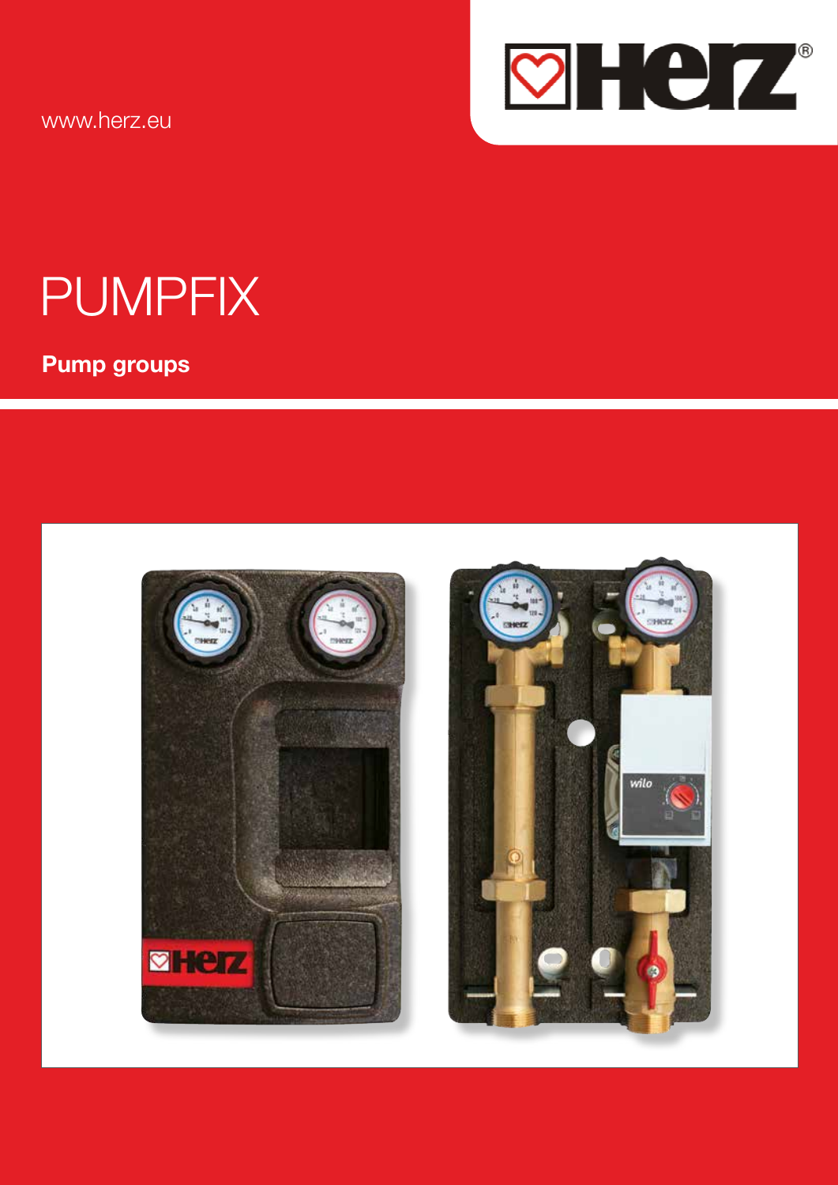www.herz.eu

# PUMPFIX

**Pump groups**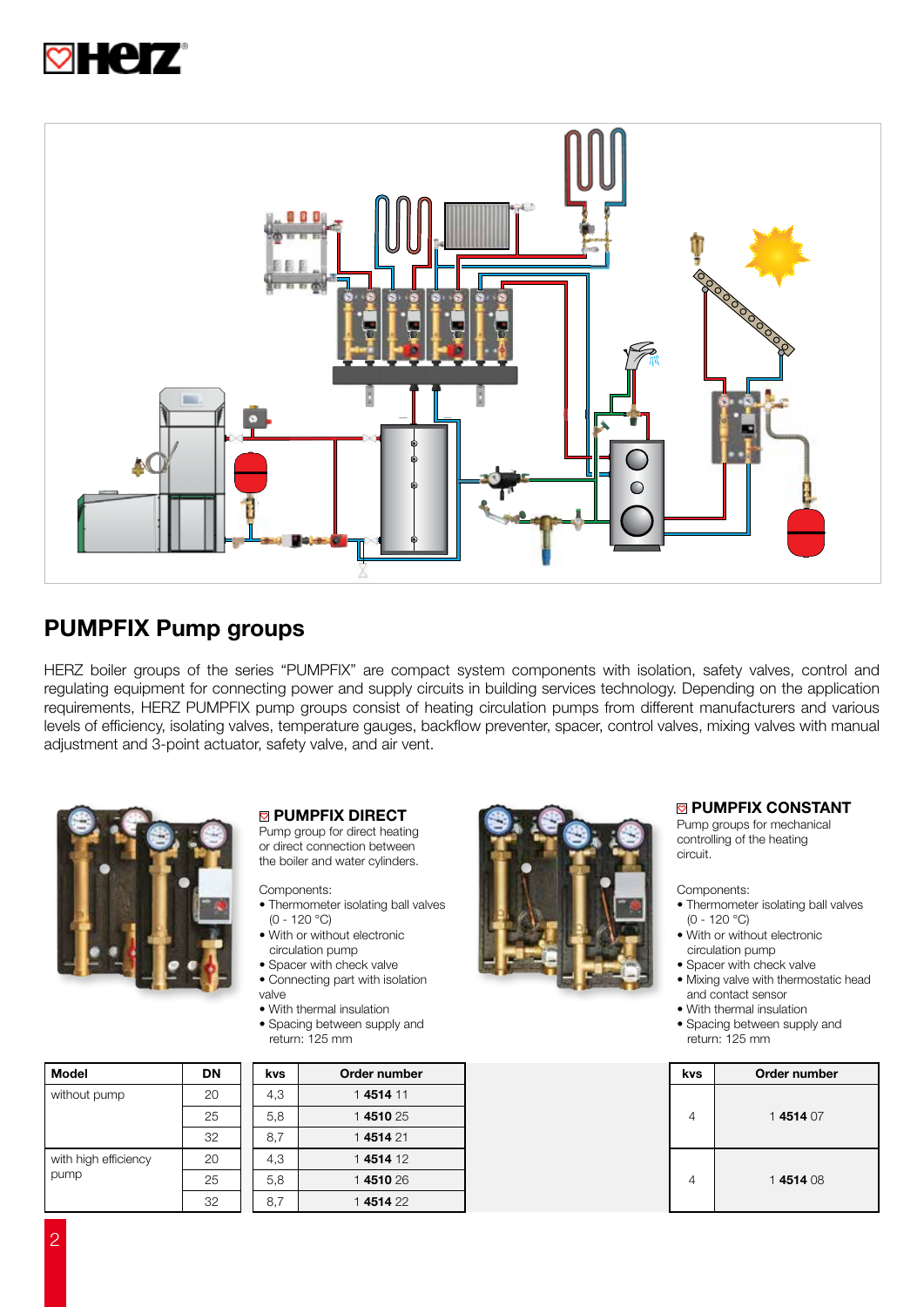## PUMPFIX Pump groups

HERZ boiler groups of the series "PUMPFIX" are compact system components with isolation, safety valves, control and regulating equipment for connecting power and supply circuits in building services technology. Depending on the application requirements, HERZ PUMPFIX pump groups consist of heating circulation pumps from different manufacturers and various levels of efficiency, isolating valves, temperature gauges, backflow preventer, spacer, control valves, mixing valves with manual adjustment and 3-point actuator, safety valve, and air vent.

### PUMPFIX DIRECT

Pump group for direct heating or direct connection between the boiler and water cylinders.

Components:

- Thermometer isolating ball valves (0 - 120 °C)
- With or without electronic circulation pump
- Spacer with check valve
- Connecting part with isolation valve
- With thermal insulation
- Spacing between supply and return: 125 mm

| Model | DN | kvs | Order number |
|---|---|---|---|
| without pump | 20 | 4,3 | 1 **4514** 11 |
| | 25 | 5,8 | 1 **4510** 25 |
| | 32 | 8,7 | 1 **4514** 21 |
| with high efficiency pump | 20 | 4,3 | 1 **4514** 12 |
| | 25 | 5,8 | 1 **4510** 26 |
| | 32 | 8,7 | 1 **4514** 22 |

### PUMPFIX CONSTANT

Pump groups for mechanical controlling of the heating circuit.

Components:

- Thermometer isolating ball valves (0 - 120 °C)
- With or without electronic circulation pump
- Spacer with check valve
- Mixing valve with thermostatic head and contact sensor
- With thermal insulation
- Spacing between supply and return: 125 mm

| kvs | Order number |
|---|---|
| 4 | 1 **4514** 07 |
| 4 | 1 **4514** 08 |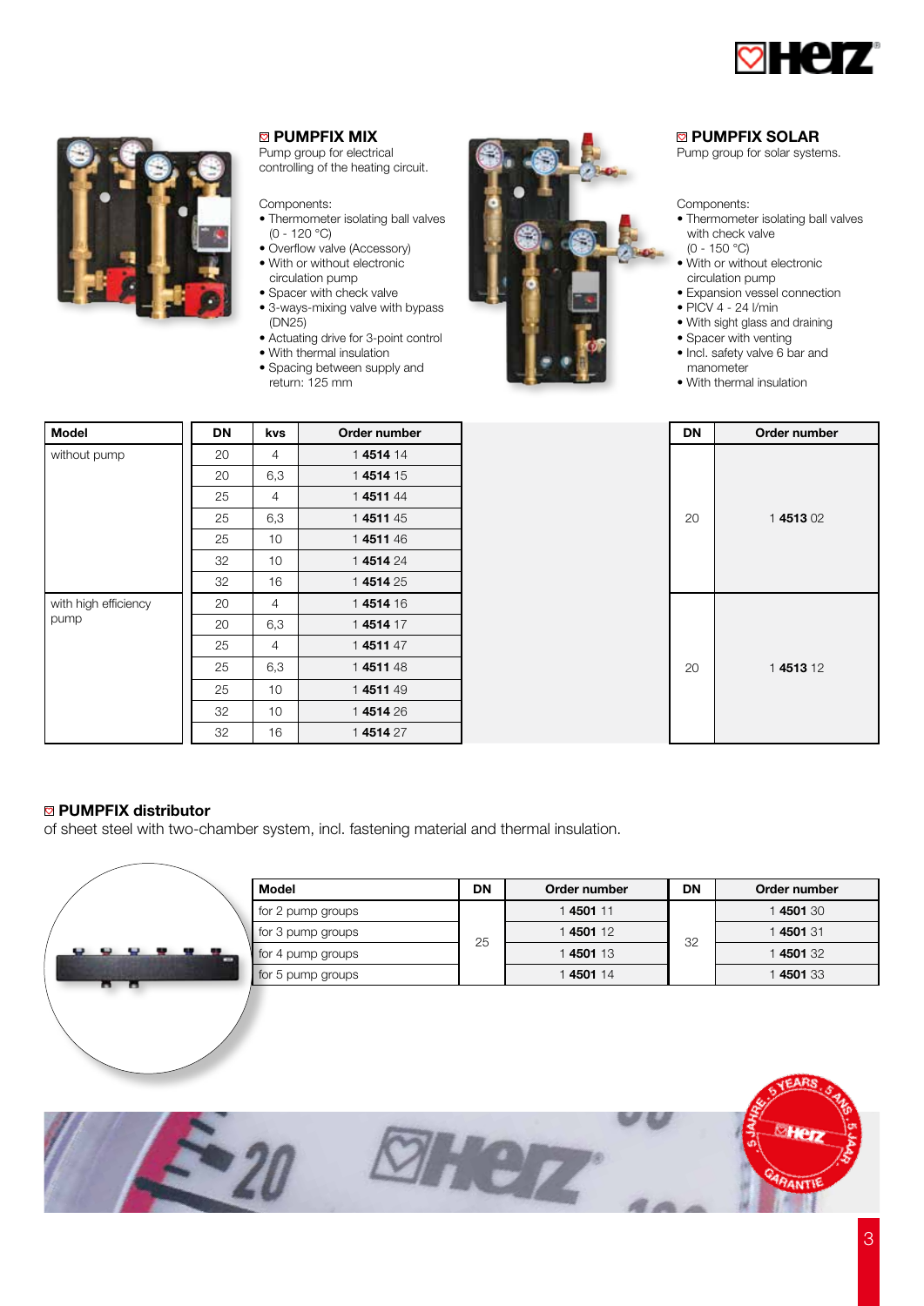## PUMPFIX MIX

Pump group for electrical controlling of the heating circuit.

Components:

- Thermometer isolating ball valves (0 - 120 °C)
- Overflow valve (Accessory)
- With or without electronic circulation pump
- Spacer with check valve
- 3-ways-mixing valve with bypass (DN25)
- Actuating drive for 3-point control
- With thermal insulation
- Spacing between supply and return: 125 mm

| Model | DN | kvs | Order number |
|---|---|---|---|
| without pump | 20 | 4 | 1 **4514** 14 |
| | 20 | 6,3 | 1 **4514** 15 |
| | 25 | 4 | 1 **4511** 44 |
| | 25 | 6,3 | 1 **4511** 45 |
| | 25 | 10 | 1 **4511** 46 |
| | 32 | 10 | 1 **4514** 24 |
| | 32 | 16 | 1 **4514** 25 |
| with high efficiency pump | 20 | 4 | 1 **4514** 16 |
| | 20 | 6,3 | 1 **4514** 17 |
| | 25 | 4 | 1 **4511** 47 |
| | 25 | 6,3 | 1 **4511** 48 |
| | 25 | 10 | 1 **4511** 49 |
| | 32 | 10 | 1 **4514** 26 |
| | 32 | 16 | 1 **4514** 27 |

## PUMPFIX SOLAR

Pump group for solar systems.

Components:

- Thermometer isolating ball valves with check valve (0 - 150 °C)
- With or without electronic circulation pump
- Expansion vessel connection
- PICV 4 - 24 l/min
- With sight glass and draining
- Spacer with venting
- Incl. safety valve 6 bar and manometer
- With thermal insulation

| Model | DN | Order number |
|---|---|---|
| without pump | 20 | 1 **4513** 02 |
| with high efficiency pump | 20 | 1 **4513** 12 |

## PUMPFIX distributor

of sheet steel with two-chamber system, incl. fastening material and thermal insulation.

| Model | DN | Order number | DN | Order number |
|---|---|---|---|---|
| for 2 pump groups | 25 | 1 **4501** 11 | 32 | 1 **4501** 30 |
| for 3 pump groups | | 1 **4501** 12 | | 1 **4501** 31 |
| for 4 pump groups | | 1 **4501** 13 | | 1 **4501** 32 |
| for 5 pump groups | | 1 **4501** 14 | | 1 **4501** 33 |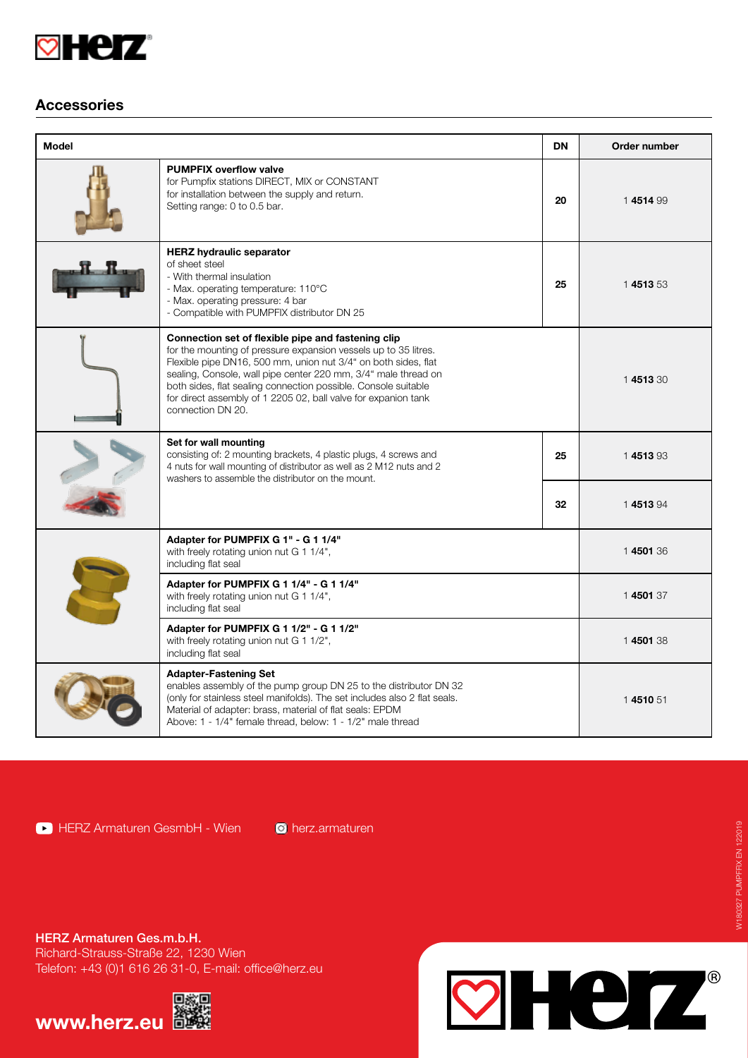## Accessories

| Model | DN | Order number |
|---|---|---|
| **PUMPFIX overflow valve**<br>for Pumpfix stations DIRECT, MIX or CONSTANT<br>for installation between the supply and return.<br>Setting range: 0 to 0.5 bar. | 20 | 1 **4514** 99 |
| **HERZ hydraulic separator**<br>of sheet steel<br>- With thermal insulation<br>- Max. operating temperature: 110°C<br>- Max. operating pressure: 4 bar<br>- Compatible with PUMPFIX distributor DN 25 | 25 | 1 **4513** 53 |
| **Connection set of flexible pipe and fastening clip**<br>for the mounting of pressure expansion vessels up to 35 litres.<br>Flexible pipe DN16, 500 mm, union nut 3/4" on both sides, flat sealing, Console, wall pipe center 220 mm, 3/4" male thread on both sides, flat sealing connection possible. Console suitable for direct assembly of 1 2205 02, ball valve for expanion tank connection DN 20. | | 1 **4513** 30 |
| **Set for wall mounting**<br>consisting of: 2 mounting brackets, 4 plastic plugs, 4 screws and 4 nuts for wall mounting of distributor as well as 2 M12 nuts and 2 washers to assemble the distributor on the mount. | 25 | 1 **4513** 93 |
| | 32 | 1 **4513** 94 |
| **Adapter for PUMPFIX G 1" - G 1 1/4"**<br>with freely rotating union nut G 1 1/4",<br>including flat seal | | 1 **4501** 36 |
| **Adapter for PUMPFIX G 1 1/4" - G 1 1/4"**<br>with freely rotating union nut G 1 1/4",<br>including flat seal | | 1 **4501** 37 |
| **Adapter for PUMPFIX G 1 1/2" - G 1 1/2"**<br>with freely rotating union nut G 1 1/2",<br>including flat seal | | 1 **4501** 38 |
| **Adapter-Fastening Set**<br>enables assembly of the pump group DN 25 to the distributor DN 32 (only for stainless steel manifolds). The set includes also 2 flat seals.<br>Material of adapter: brass, material of flat seals: EPDM<br>Above: 1 - 1/4" female thread, below: 1 - 1/2" male thread | | 1 **4510** 51 |

HERZ Armaturen GesmbH - Wien

herz.armaturen

**HERZ Armaturen Ges.m.b.H.**
Richard-Strauss-Straße 22, 1230 Wien
Telefon: +43 (0)1 616 26 31-0, E-mail: office@herz.eu

**www.herz.eu**

W180327 PUMPFIX EN 122019